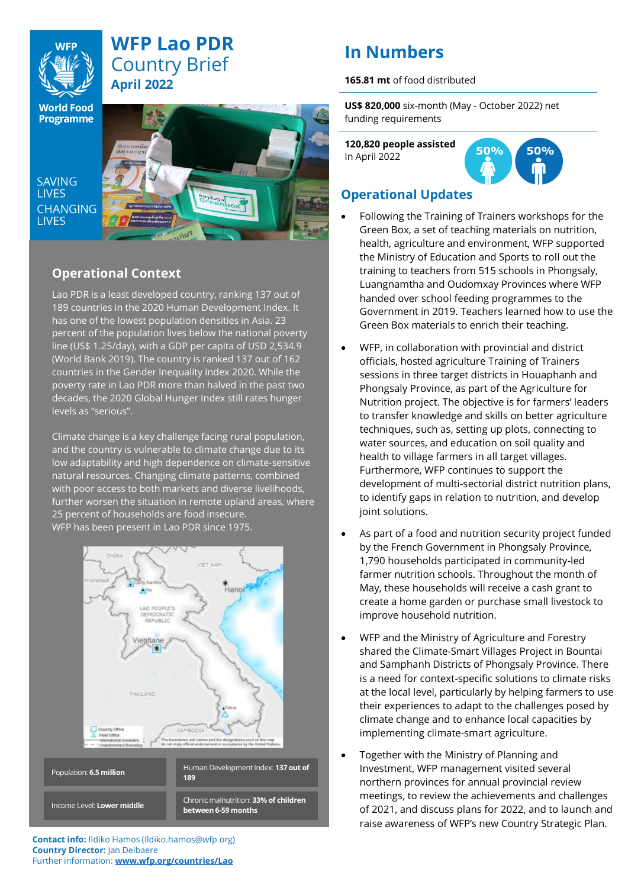# WFP Lao PDR Country Brief
## April 2022

SAVING LIVES
CHANGING LIVES

## Operational Context

Lao PDR is a least developed country, ranking 137 out of 189 countries in the 2020 Human Development Index. It has one of the lowest population densities in Asia. 23 percent of the population lives below the national poverty line (US$ 1.25/day), with a GDP per capita of USD 2,534.9 (World Bank 2019). The country is ranked 137 out of 162 countries in the Gender Inequality Index 2020. While the poverty rate in Lao PDR more than halved in the past two decades, the 2020 Global Hunger Index still rates hunger levels as "serious".

Climate change is a key challenge facing rural population, and the country is vulnerable to climate change due to its low adaptability and high dependence on climate-sensitive natural resources. Changing climate patterns, combined with poor access to both markets and diverse livelihoods, further worsen the situation in remote upland areas, where 25 percent of households are food insecure.
WFP has been present in Lao PDR since 1975.

| | |
|---|---|
| Population: **6.5 million** | Human Development Index: **137 out of 189** |
| Income Level: **Lower middle** | Chronic malnutrition: **33% of children between 6-59 months** |

**Contact info:** Ildiko Hamos (Ildiko.hamos@wfp.org)
**Country Director:** Jan Delbaere
Further information: **www.wfp.org/countries/Lao**

## In Numbers

**165.81 mt** of food distributed

**US$ 820,000** six-month (May - October 2022) net funding requirements

**120,820 people assisted**
In April 2022

50% 50%

## Operational Updates

- Following the Training of Trainers workshops for the Green Box, a set of teaching materials on nutrition, health, agriculture and environment, WFP supported the Ministry of Education and Sports to roll out the training to teachers from 515 schools in Phongsaly, Luangnamtha and Oudomxay Provinces where WFP handed over school feeding programmes to the Government in 2019. Teachers learned how to use the Green Box materials to enrich their teaching.

- WFP, in collaboration with provincial and district officials, hosted agriculture Training of Trainers sessions in three target districts in Houaphanh and Phongsaly Province, as part of the Agriculture for Nutrition project. The objective is for farmers' leaders to transfer knowledge and skills on better agriculture techniques, such as, setting up plots, connecting to water sources, and education on soil quality and health to village farmers in all target villages. Furthermore, WFP continues to support the development of multi-sectorial district nutrition plans, to identify gaps in relation to nutrition, and develop joint solutions.

- As part of a food and nutrition security project funded by the French Government in Phongsaly Province, 1,790 households participated in community-led farmer nutrition schools. Throughout the month of May, these households will receive a cash grant to create a home garden or purchase small livestock to improve household nutrition.

- WFP and the Ministry of Agriculture and Forestry shared the Climate-Smart Villages Project in Bountai and Samphanh Districts of Phongsaly Province. There is a need for context-specific solutions to climate risks at the local level, particularly by helping farmers to use their experiences to adapt to the challenges posed by climate change and to enhance local capacities by implementing climate-smart agriculture.

- Together with the Ministry of Planning and Investment, WFP management visited several northern provinces for annual provincial review meetings, to review the achievements and challenges of 2021, and discuss plans for 2022, and to launch and raise awareness of WFP's new Country Strategic Plan.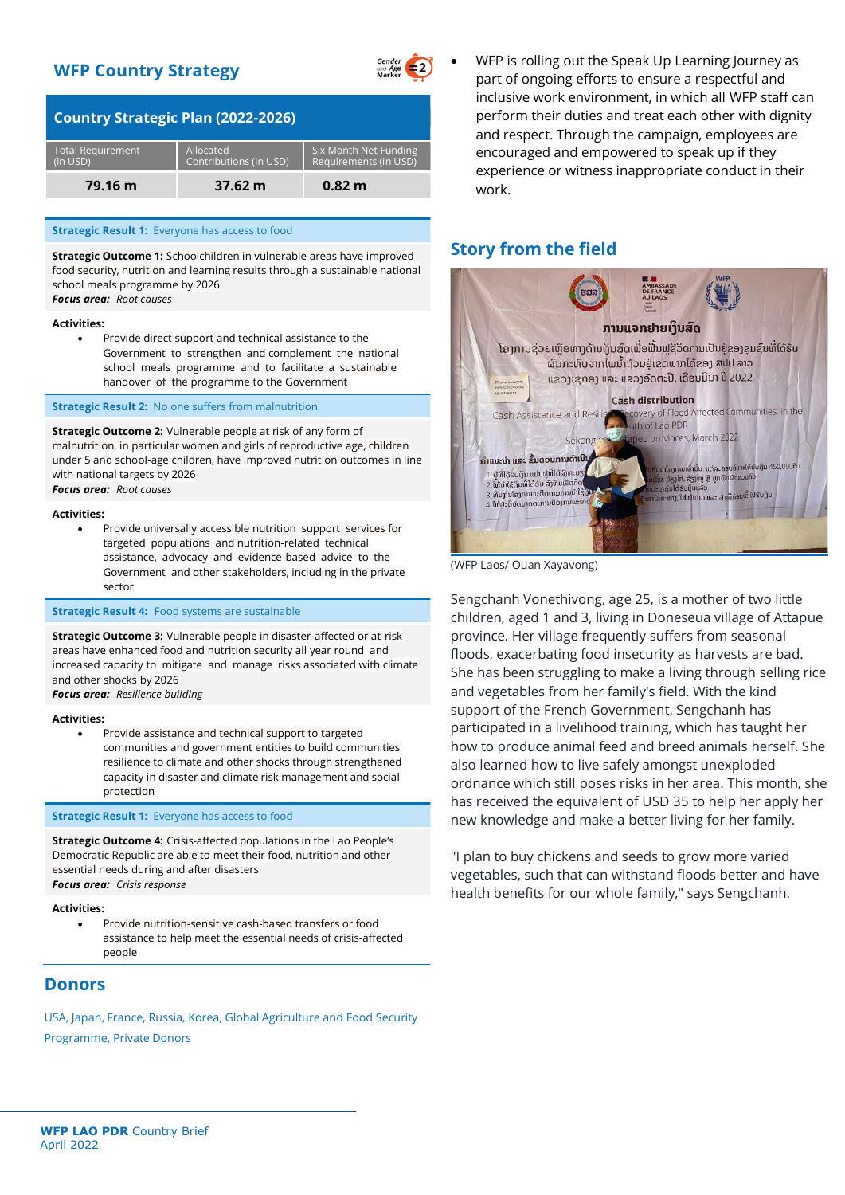## WFP Country Strategy

Gender and Age Marker 2

| Country Strategic Plan (2022-2026) | | |
|---|---|---|
| Total Requirement (in USD) | Allocated Contributions (in USD) | Six Month Net Funding Requirements (in USD) |
| 79.16 m | 37.62 m | 0.82 m |

**Strategic Result 1:** Everyone has access to food

**Strategic Outcome 1:** Schoolchildren in vulnerable areas have improved food security, nutrition and learning results through a sustainable national school meals programme by 2026

***Focus area:*** *Root causes*

**Activities:**

- Provide direct support and technical assistance to the Government to strengthen and complement the national school meals programme and to facilitate a sustainable handover of the programme to the Government

**Strategic Result 2:** No one suffers from malnutrition

**Strategic Outcome 2:** Vulnerable people at risk of any form of malnutrition, in particular women and girls of reproductive age, children under 5 and school-age children, have improved nutrition outcomes in line with national targets by 2026

***Focus area:*** *Root causes*

**Activities:**

- Provide universally accessible nutrition support services for targeted populations and nutrition-related technical assistance, advocacy and evidence-based advice to the Government and other stakeholders, including in the private sector

**Strategic Result 4:** Food systems are sustainable

**Strategic Outcome 3:** Vulnerable people in disaster-affected or at-risk areas have enhanced food and nutrition security all year round and increased capacity to mitigate and manage risks associated with climate and other shocks by 2026

***Focus area:*** *Resilience building*

**Activities:**

- Provide assistance and technical support to targeted communities and government entities to build communities' resilience to climate and other shocks through strengthened capacity in disaster and climate risk management and social protection

**Strategic Result 1:** Everyone has access to food

**Strategic Outcome 4:** Crisis-affected populations in the Lao People's Democratic Republic are able to meet their food, nutrition and other essential needs during and after disasters

***Focus area:*** *Crisis response*

**Activities:**

- Provide nutrition-sensitive cash-based transfers or food assistance to help meet the essential needs of crisis-affected people

## Donors

USA, Japan, France, Russia, Korea, Global Agriculture and Food Security Programme, Private Donors

- WFP is rolling out the Speak Up Learning Journey as part of ongoing efforts to ensure a respectful and inclusive work environment, in which all WFP staff can perform their duties and treat each other with dignity and respect. Through the campaign, employees are encouraged and empowered to speak up if they experience or witness inappropriate conduct in their work.

## Story from the field

(WFP Laos/ Ouan Xayavong)

Sengchanh Vonethivong, age 25, is a mother of two little children, aged 1 and 3, living in Doneseua village of Attapue province. Her village frequently suffers from seasonal floods, exacerbating food insecurity as harvests are bad. She has been struggling to make a living through selling rice and vegetables from her family's field. With the kind support of the French Government, Sengchanh has participated in a livelihood training, which has taught her how to produce animal feed and breed animals herself. She also learned how to live safely amongst unexploded ordnance which still poses risks in her area. This month, she has received the equivalent of USD 35 to help her apply her new knowledge and make a better living for her family.

"I plan to buy chickens and seeds to grow more varied vegetables, such that can withstand floods better and have health benefits for our whole family," says Sengchanh.